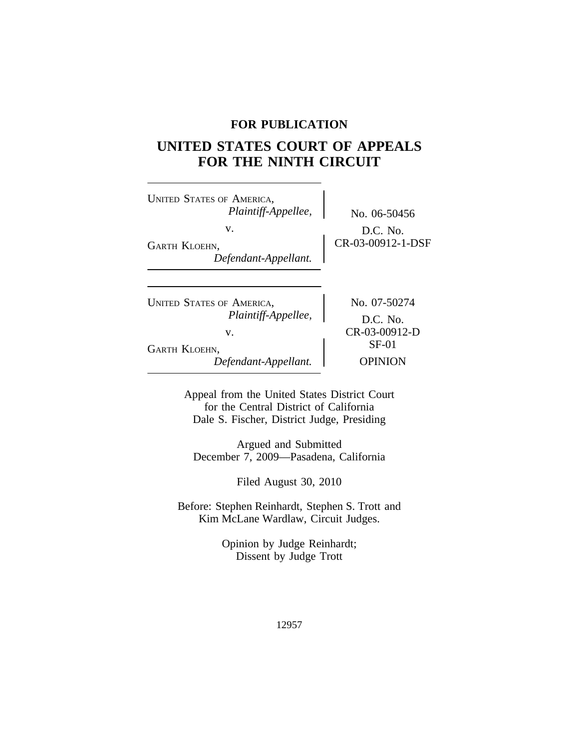**FOR PUBLICATION**

# UNITED STATES COURT OF APPEALS FOR THE NINTH CIRCUIT

UNITED STATES OF AMERICA,
*Plaintiff-Appellee,*

v.

GARTH KLOEHN,
*Defendant-Appellant.*

No. 06-50456

D.C. No.
CR-03-00912-1-DSF

---

UNITED STATES OF AMERICA,
*Plaintiff-Appellee,*

v.

GARTH KLOEHN,
*Defendant-Appellant.*

No. 07-50274

D.C. No.
CR-03-00912-DSF-01

OPINION

Appeal from the United States District Court
for the Central District of California
Dale S. Fischer, District Judge, Presiding

Argued and Submitted
December 7, 2009—Pasadena, California

Filed August 30, 2010

Before: Stephen Reinhardt, Stephen S. Trott and
Kim McLane Wardlaw, Circuit Judges.

Opinion by Judge Reinhardt;
Dissent by Judge Trott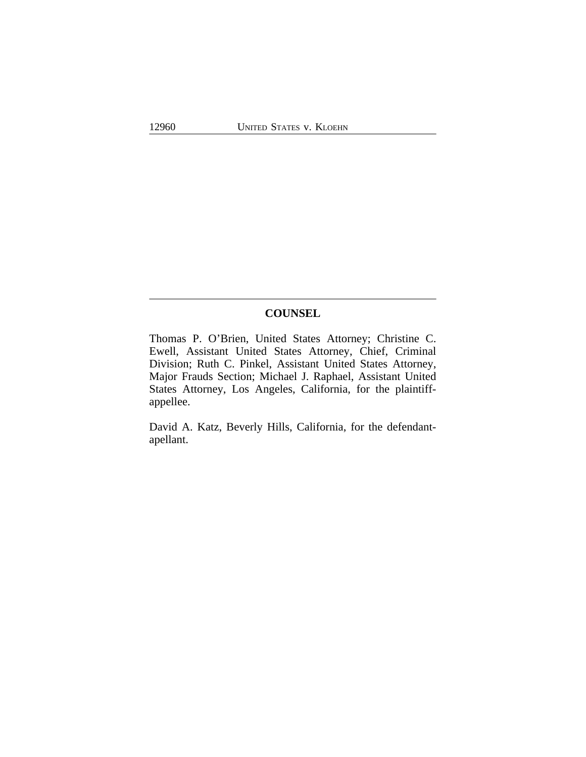## COUNSEL

Thomas P. O'Brien, United States Attorney; Christine C. Ewell, Assistant United States Attorney, Chief, Criminal Division; Ruth C. Pinkel, Assistant United States Attorney, Major Frauds Section; Michael J. Raphael, Assistant United States Attorney, Los Angeles, California, for the plaintiff-appellee.

David A. Katz, Beverly Hills, California, for the defendant-appellant.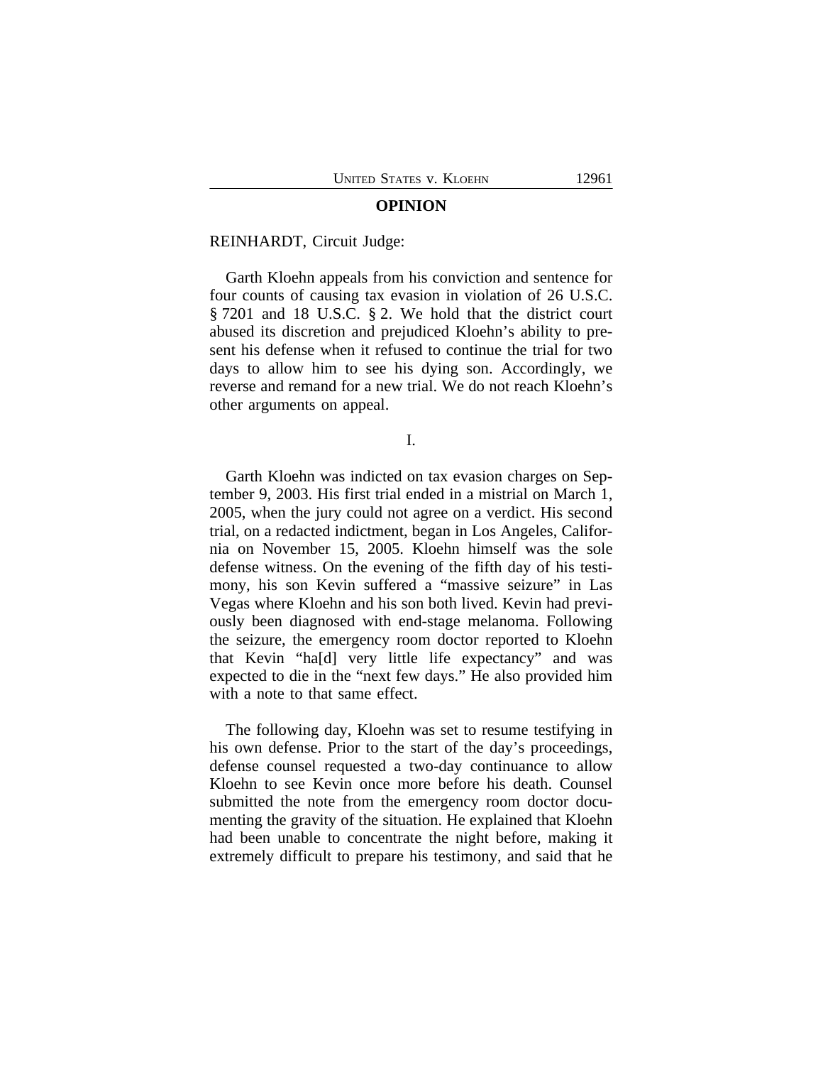## OPINION

REINHARDT, Circuit Judge:

Garth Kloehn appeals from his conviction and sentence for four counts of causing tax evasion in violation of 26 U.S.C. § 7201 and 18 U.S.C. § 2. We hold that the district court abused its discretion and prejudiced Kloehn's ability to present his defense when it refused to continue the trial for two days to allow him to see his dying son. Accordingly, we reverse and remand for a new trial. We do not reach Kloehn's other arguments on appeal.

I.

Garth Kloehn was indicted on tax evasion charges on September 9, 2003. His first trial ended in a mistrial on March 1, 2005, when the jury could not agree on a verdict. His second trial, on a redacted indictment, began in Los Angeles, California on November 15, 2005. Kloehn himself was the sole defense witness. On the evening of the fifth day of his testimony, his son Kevin suffered a "massive seizure" in Las Vegas where Kloehn and his son both lived. Kevin had previously been diagnosed with end-stage melanoma. Following the seizure, the emergency room doctor reported to Kloehn that Kevin "ha[d] very little life expectancy" and was expected to die in the "next few days." He also provided him with a note to that same effect.

The following day, Kloehn was set to resume testifying in his own defense. Prior to the start of the day's proceedings, defense counsel requested a two-day continuance to allow Kloehn to see Kevin once more before his death. Counsel submitted the note from the emergency room doctor documenting the gravity of the situation. He explained that Kloehn had been unable to concentrate the night before, making it extremely difficult to prepare his testimony, and said that he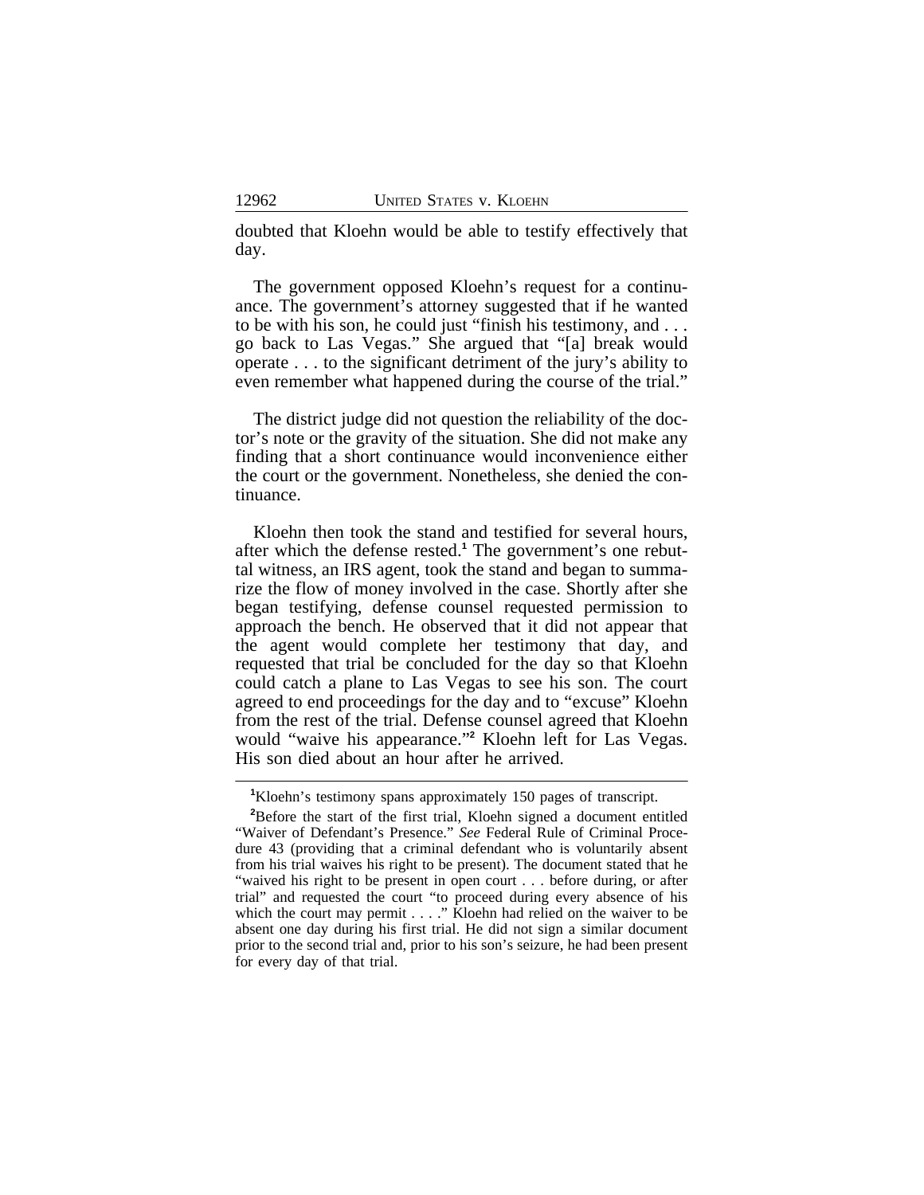doubted that Kloehn would be able to testify effectively that day.

The government opposed Kloehn's request for a continuance. The government's attorney suggested that if he wanted to be with his son, he could just "finish his testimony, and . . . go back to Las Vegas." She argued that "[a] break would operate . . . to the significant detriment of the jury's ability to even remember what happened during the course of the trial."

The district judge did not question the reliability of the doctor's note or the gravity of the situation. She did not make any finding that a short continuance would inconvenience either the court or the government. Nonetheless, she denied the continuance.

Kloehn then took the stand and testified for several hours, after which the defense rested.[1] The government's one rebuttal witness, an IRS agent, took the stand and began to summarize the flow of money involved in the case. Shortly after she began testifying, defense counsel requested permission to approach the bench. He observed that it did not appear that the agent would complete her testimony that day, and requested that trial be concluded for the day so that Kloehn could catch a plane to Las Vegas to see his son. The court agreed to end proceedings for the day and to "excuse" Kloehn from the rest of the trial. Defense counsel agreed that Kloehn would "waive his appearance."[2] Kloehn left for Las Vegas. His son died about an hour after he arrived.

---

[1]Kloehn's testimony spans approximately 150 pages of transcript.

[2]Before the start of the first trial, Kloehn signed a document entitled "Waiver of Defendant's Presence." *See* Federal Rule of Criminal Procedure 43 (providing that a criminal defendant who is voluntarily absent from his trial waives his right to be present). The document stated that he "waived his right to be present in open court . . . before during, or after trial" and requested the court "to proceed during every absence of his which the court may permit . . . ." Kloehn had relied on the waiver to be absent one day during his first trial. He did not sign a similar document prior to the second trial and, prior to his son's seizure, he had been present for every day of that trial.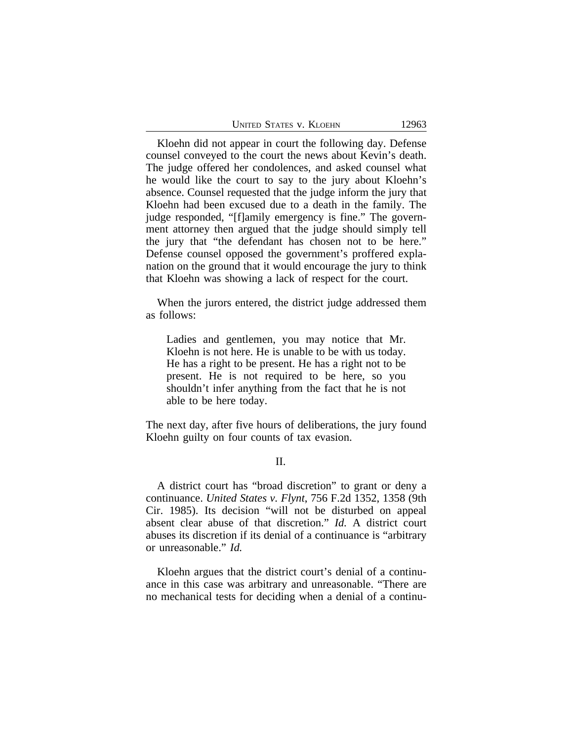Kloehn did not appear in court the following day. Defense counsel conveyed to the court the news about Kevin's death. The judge offered her condolences, and asked counsel what he would like the court to say to the jury about Kloehn's absence. Counsel requested that the judge inform the jury that Kloehn had been excused due to a death in the family. The judge responded, "[f]amily emergency is fine." The government attorney then argued that the judge should simply tell the jury that "the defendant has chosen not to be here." Defense counsel opposed the government's proffered explanation on the ground that it would encourage the jury to think that Kloehn was showing a lack of respect for the court.

When the jurors entered, the district judge addressed them as follows:

> Ladies and gentlemen, you may notice that Mr. Kloehn is not here. He is unable to be with us today. He has a right to be present. He has a right not to be present. He is not required to be here, so you shouldn't infer anything from the fact that he is not able to be here today.

The next day, after five hours of deliberations, the jury found Kloehn guilty on four counts of tax evasion.

## II.

A district court has "broad discretion" to grant or deny a continuance. *United States v. Flynt*, 756 F.2d 1352, 1358 (9th Cir. 1985). Its decision "will not be disturbed on appeal absent clear abuse of that discretion." *Id.* A district court abuses its discretion if its denial of a continuance is "arbitrary or unreasonable." *Id.*

Kloehn argues that the district court's denial of a continuance in this case was arbitrary and unreasonable. "There are no mechanical tests for deciding when a denial of a continu-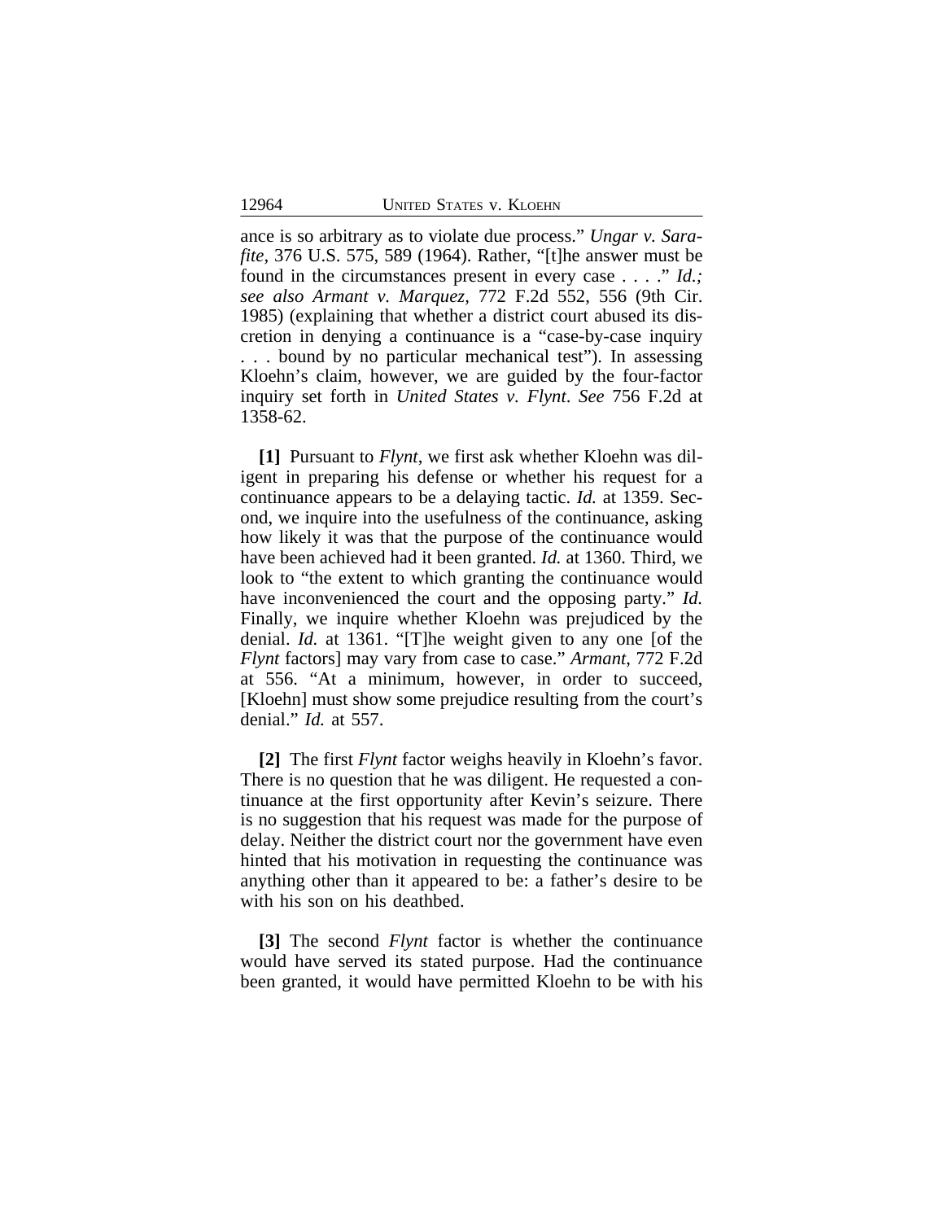ance is so arbitrary as to violate due process." *Ungar v. Sarafite*, 376 U.S. 575, 589 (1964). Rather, "[t]he answer must be found in the circumstances present in every case . . . ." *Id.; see also Armant v. Marquez*, 772 F.2d 552, 556 (9th Cir. 1985) (explaining that whether a district court abused its discretion in denying a continuance is a "case-by-case inquiry . . . bound by no particular mechanical test"). In assessing Kloehn's claim, however, we are guided by the four-factor inquiry set forth in *United States v. Flynt*. *See* 756 F.2d at 1358-62.

**[1]** Pursuant to *Flynt*, we first ask whether Kloehn was diligent in preparing his defense or whether his request for a continuance appears to be a delaying tactic. *Id.* at 1359. Second, we inquire into the usefulness of the continuance, asking how likely it was that the purpose of the continuance would have been achieved had it been granted. *Id.* at 1360. Third, we look to "the extent to which granting the continuance would have inconvenienced the court and the opposing party." *Id.* Finally, we inquire whether Kloehn was prejudiced by the denial. *Id.* at 1361. "[T]he weight given to any one [of the *Flynt* factors] may vary from case to case." *Armant*, 772 F.2d at 556. "At a minimum, however, in order to succeed, [Kloehn] must show some prejudice resulting from the court's denial." *Id.* at 557.

**[2]** The first *Flynt* factor weighs heavily in Kloehn's favor. There is no question that he was diligent. He requested a continuance at the first opportunity after Kevin's seizure. There is no suggestion that his request was made for the purpose of delay. Neither the district court nor the government have even hinted that his motivation in requesting the continuance was anything other than it appeared to be: a father's desire to be with his son on his deathbed.

**[3]** The second *Flynt* factor is whether the continuance would have served its stated purpose. Had the continuance been granted, it would have permitted Kloehn to be with his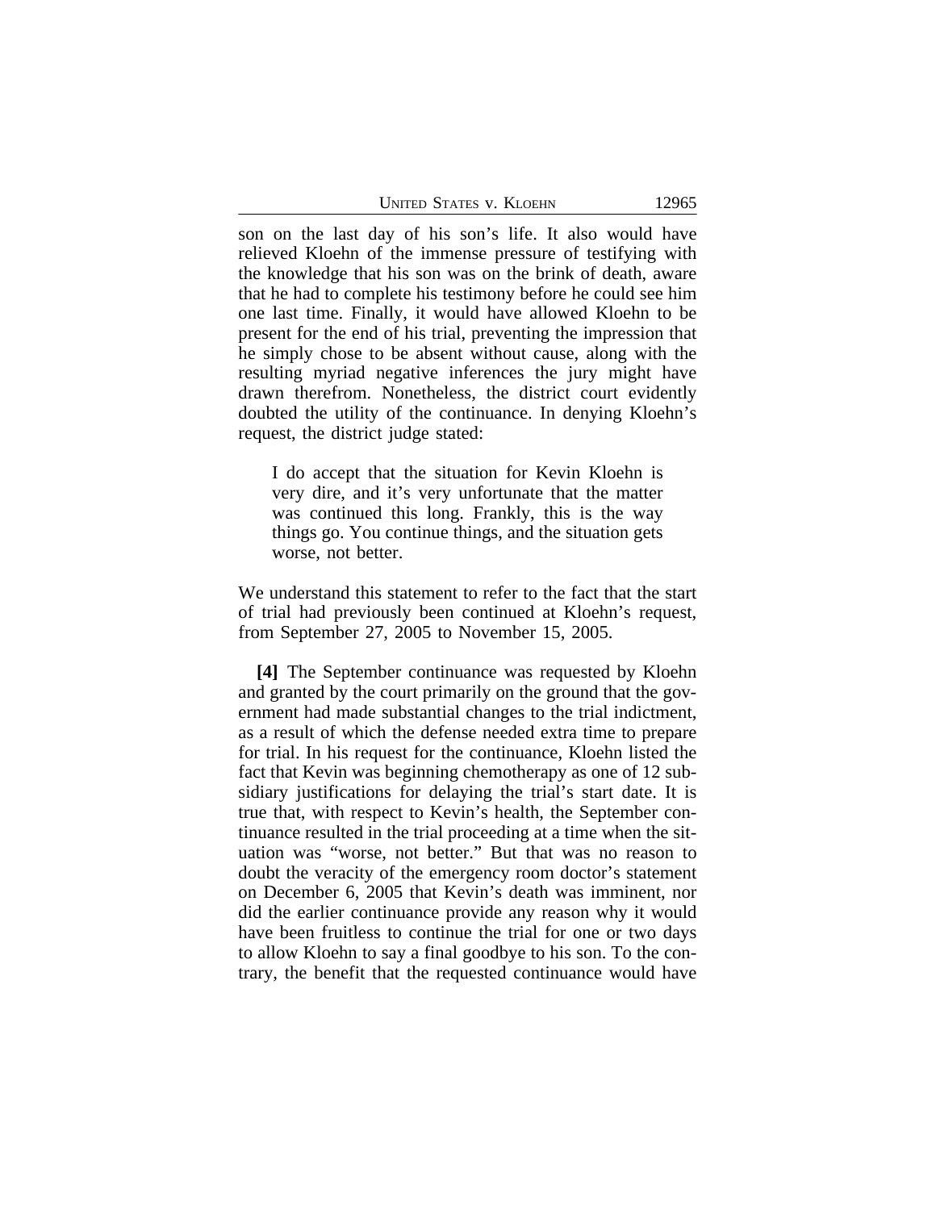son on the last day of his son's life. It also would have relieved Kloehn of the immense pressure of testifying with the knowledge that his son was on the brink of death, aware that he had to complete his testimony before he could see him one last time. Finally, it would have allowed Kloehn to be present for the end of his trial, preventing the impression that he simply chose to be absent without cause, along with the resulting myriad negative inferences the jury might have drawn therefrom. Nonetheless, the district court evidently doubted the utility of the continuance. In denying Kloehn's request, the district judge stated:

> I do accept that the situation for Kevin Kloehn is very dire, and it's very unfortunate that the matter was continued this long. Frankly, this is the way things go. You continue things, and the situation gets worse, not better.

We understand this statement to refer to the fact that the start of trial had previously been continued at Kloehn's request, from September 27, 2005 to November 15, 2005.

**[4]** The September continuance was requested by Kloehn and granted by the court primarily on the ground that the government had made substantial changes to the trial indictment, as a result of which the defense needed extra time to prepare for trial. In his request for the continuance, Kloehn listed the fact that Kevin was beginning chemotherapy as one of 12 subsidiary justifications for delaying the trial's start date. It is true that, with respect to Kevin's health, the September continuance resulted in the trial proceeding at a time when the situation was "worse, not better." But that was no reason to doubt the veracity of the emergency room doctor's statement on December 6, 2005 that Kevin's death was imminent, nor did the earlier continuance provide any reason why it would have been fruitless to continue the trial for one or two days to allow Kloehn to say a final goodbye to his son. To the contrary, the benefit that the requested continuance would have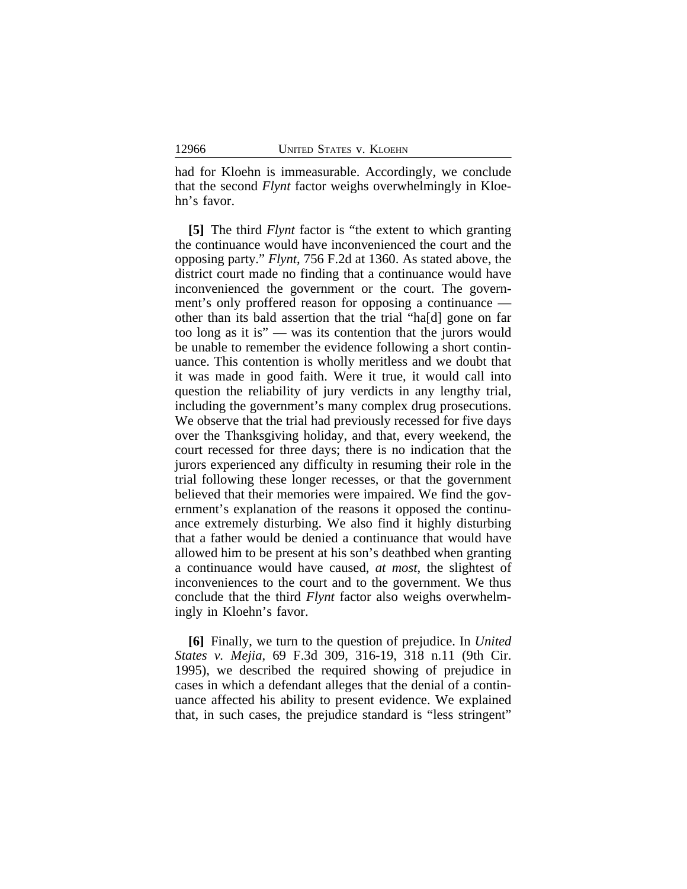had for Kloehn is immeasurable. Accordingly, we conclude that the second *Flynt* factor weighs overwhelmingly in Kloehn's favor.

**[5]** The third *Flynt* factor is "the extent to which granting the continuance would have inconvenienced the court and the opposing party." *Flynt*, 756 F.2d at 1360. As stated above, the district court made no finding that a continuance would have inconvenienced the government or the court. The government's only proffered reason for opposing a continuance — other than its bald assertion that the trial "ha[d] gone on far too long as it is" — was its contention that the jurors would be unable to remember the evidence following a short continuance. This contention is wholly meritless and we doubt that it was made in good faith. Were it true, it would call into question the reliability of jury verdicts in any lengthy trial, including the government's many complex drug prosecutions. We observe that the trial had previously recessed for five days over the Thanksgiving holiday, and that, every weekend, the court recessed for three days; there is no indication that the jurors experienced any difficulty in resuming their role in the trial following these longer recesses, or that the government believed that their memories were impaired. We find the government's explanation of the reasons it opposed the continuance extremely disturbing. We also find it highly disturbing that a father would be denied a continuance that would have allowed him to be present at his son's deathbed when granting a continuance would have caused, *at most*, the slightest of inconveniences to the court and to the government. We thus conclude that the third *Flynt* factor also weighs overwhelmingly in Kloehn's favor.

**[6]** Finally, we turn to the question of prejudice. In *United States v. Mejia*, 69 F.3d 309, 316-19, 318 n.11 (9th Cir. 1995), we described the required showing of prejudice in cases in which a defendant alleges that the denial of a continuance affected his ability to present evidence. We explained that, in such cases, the prejudice standard is "less stringent"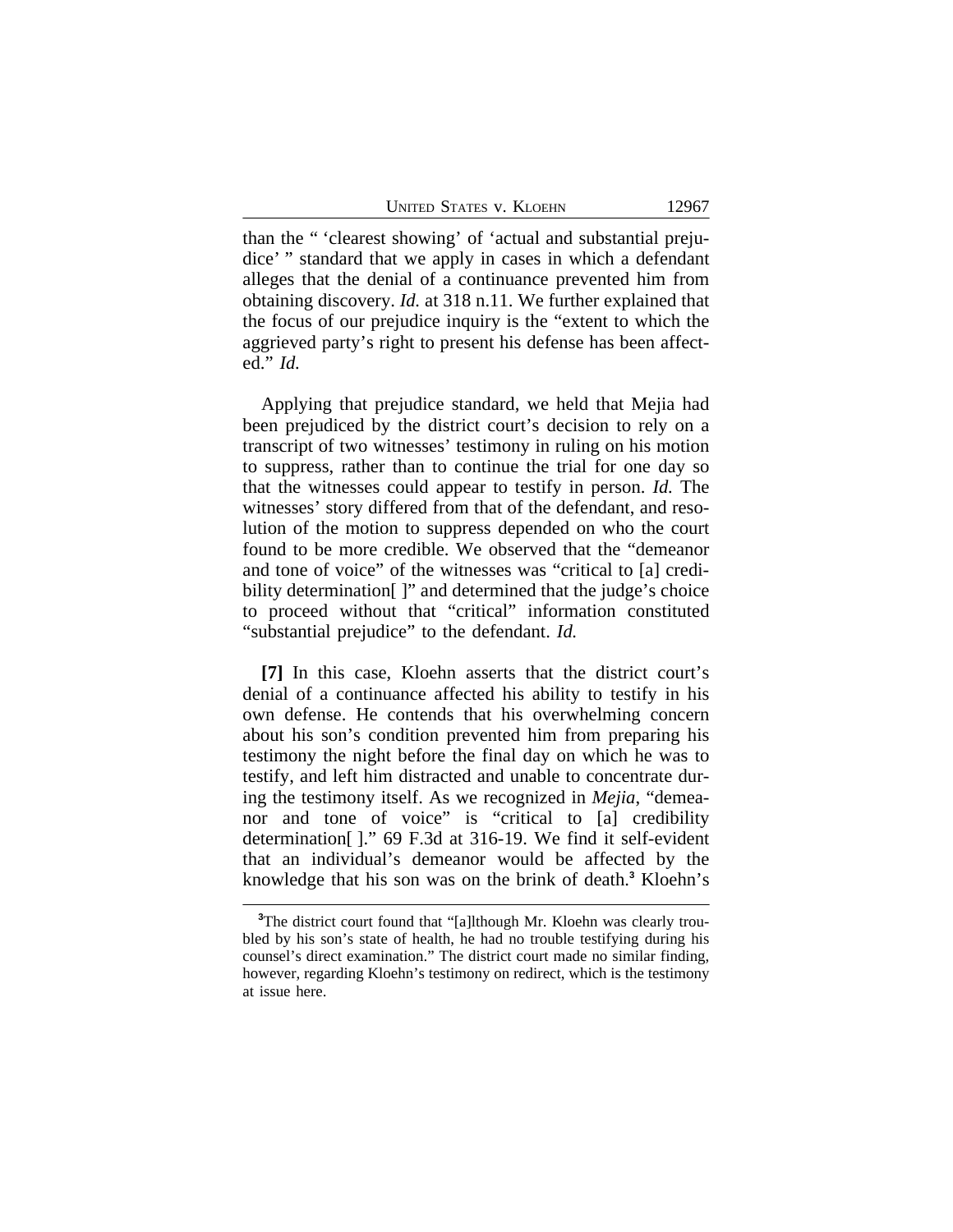than the " 'clearest showing' of 'actual and substantial prejudice' " standard that we apply in cases in which a defendant alleges that the denial of a continuance prevented him from obtaining discovery. *Id.* at 318 n.11. We further explained that the focus of our prejudice inquiry is the "extent to which the aggrieved party's right to present his defense has been affected." *Id.*

Applying that prejudice standard, we held that Mejia had been prejudiced by the district court's decision to rely on a transcript of two witnesses' testimony in ruling on his motion to suppress, rather than to continue the trial for one day so that the witnesses could appear to testify in person. *Id.* The witnesses' story differed from that of the defendant, and resolution of the motion to suppress depended on who the court found to be more credible. We observed that the "demeanor and tone of voice" of the witnesses was "critical to [a] credibility determination[ ]" and determined that the judge's choice to proceed without that "critical" information constituted "substantial prejudice" to the defendant. *Id.*

**[7]** In this case, Kloehn asserts that the district court's denial of a continuance affected his ability to testify in his own defense. He contends that his overwhelming concern about his son's condition prevented him from preparing his testimony the night before the final day on which he was to testify, and left him distracted and unable to concentrate during the testimony itself. As we recognized in *Mejia*, "demeanor and tone of voice" is "critical to [a] credibility determination[ ]." 69 F.3d at 316-19. We find it self-evident that an individual's demeanor would be affected by the knowledge that his son was on the brink of death.[3] Kloehn's

[3]The district court found that "[a]lthough Mr. Kloehn was clearly troubled by his son's state of health, he had no trouble testifying during his counsel's direct examination." The district court made no similar finding, however, regarding Kloehn's testimony on redirect, which is the testimony at issue here.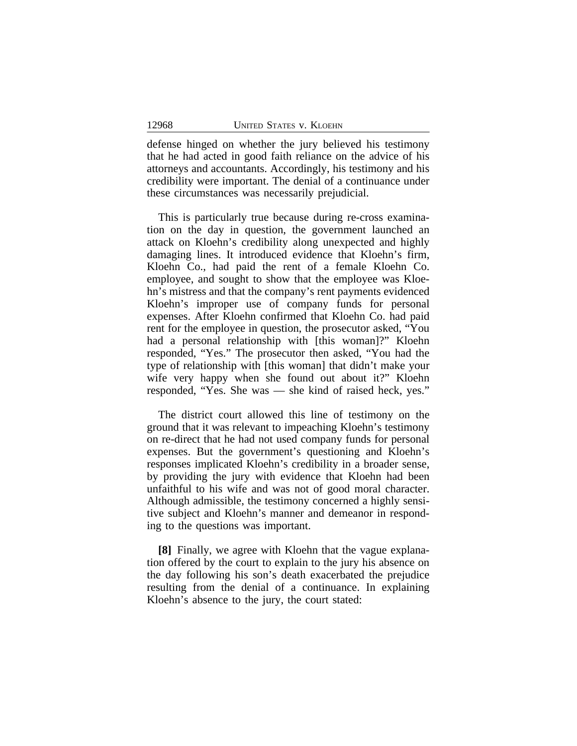defense hinged on whether the jury believed his testimony that he had acted in good faith reliance on the advice of his attorneys and accountants. Accordingly, his testimony and his credibility were important. The denial of a continuance under these circumstances was necessarily prejudicial.

This is particularly true because during re-cross examination on the day in question, the government launched an attack on Kloehn's credibility along unexpected and highly damaging lines. It introduced evidence that Kloehn's firm, Kloehn Co., had paid the rent of a female Kloehn Co. employee, and sought to show that the employee was Kloehn's mistress and that the company's rent payments evidenced Kloehn's improper use of company funds for personal expenses. After Kloehn confirmed that Kloehn Co. had paid rent for the employee in question, the prosecutor asked, "You had a personal relationship with [this woman]?" Kloehn responded, "Yes." The prosecutor then asked, "You had the type of relationship with [this woman] that didn't make your wife very happy when she found out about it?" Kloehn responded, "Yes. She was — she kind of raised heck, yes."

The district court allowed this line of testimony on the ground that it was relevant to impeaching Kloehn's testimony on re-direct that he had not used company funds for personal expenses. But the government's questioning and Kloehn's responses implicated Kloehn's credibility in a broader sense, by providing the jury with evidence that Kloehn had been unfaithful to his wife and was not of good moral character. Although admissible, the testimony concerned a highly sensitive subject and Kloehn's manner and demeanor in responding to the questions was important.

**[8]** Finally, we agree with Kloehn that the vague explanation offered by the court to explain to the jury his absence on the day following his son's death exacerbated the prejudice resulting from the denial of a continuance. In explaining Kloehn's absence to the jury, the court stated: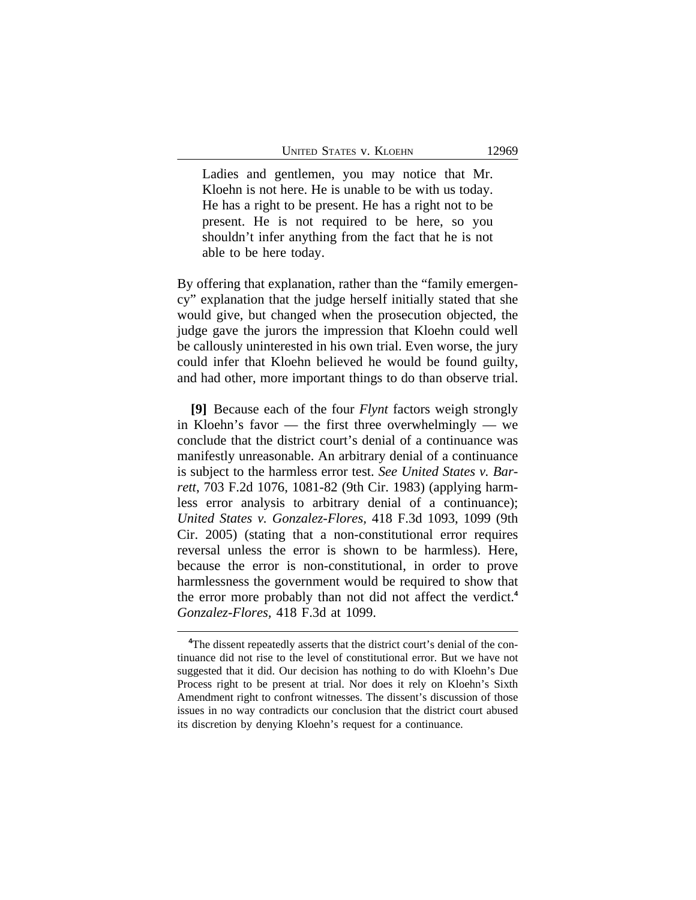> Ladies and gentlemen, you may notice that Mr. Kloehn is not here. He is unable to be with us today. He has a right to be present. He has a right not to be present. He is not required to be here, so you shouldn't infer anything from the fact that he is not able to be here today.

By offering that explanation, rather than the "family emergency" explanation that the judge herself initially stated that she would give, but changed when the prosecution objected, the judge gave the jurors the impression that Kloehn could well be callously uninterested in his own trial. Even worse, the jury could infer that Kloehn believed he would be found guilty, and had other, more important things to do than observe trial.

**[9]** Because each of the four *Flynt* factors weigh strongly in Kloehn's favor — the first three overwhelmingly — we conclude that the district court's denial of a continuance was manifestly unreasonable. An arbitrary denial of a continuance is subject to the harmless error test. *See United States v. Barrett*, 703 F.2d 1076, 1081-82 (9th Cir. 1983) (applying harmless error analysis to arbitrary denial of a continuance); *United States v. Gonzalez-Flores*, 418 F.3d 1093, 1099 (9th Cir. 2005) (stating that a non-constitutional error requires reversal unless the error is shown to be harmless). Here, because the error is non-constitutional, in order to prove harmlessness the government would be required to show that the error more probably than not did not affect the verdict.[4] *Gonzalez-Flores*, 418 F.3d at 1099.

---

[4]The dissent repeatedly asserts that the district court's denial of the continuance did not rise to the level of constitutional error. But we have not suggested that it did. Our decision has nothing to do with Kloehn's Due Process right to be present at trial. Nor does it rely on Kloehn's Sixth Amendment right to confront witnesses. The dissent's discussion of those issues in no way contradicts our conclusion that the district court abused its discretion by denying Kloehn's request for a continuance.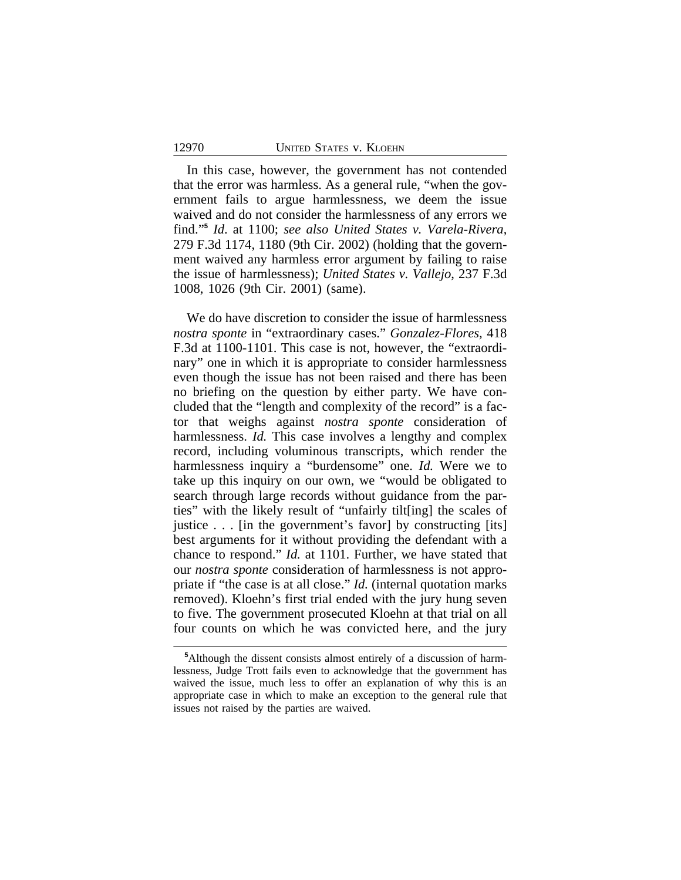In this case, however, the government has not contended that the error was harmless. As a general rule, "when the government fails to argue harmlessness, we deem the issue waived and do not consider the harmlessness of any errors we find."[5] *Id.* at 1100; *see also United States v. Varela-Rivera*, 279 F.3d 1174, 1180 (9th Cir. 2002) (holding that the government waived any harmless error argument by failing to raise the issue of harmlessness); *United States v. Vallejo*, 237 F.3d 1008, 1026 (9th Cir. 2001) (same).

We do have discretion to consider the issue of harmlessness *nostra sponte* in "extraordinary cases." *Gonzalez-Flores*, 418 F.3d at 1100-1101. This case is not, however, the "extraordinary" one in which it is appropriate to consider harmlessness even though the issue has not been raised and there has been no briefing on the question by either party. We have concluded that the "length and complexity of the record" is a factor that weighs against *nostra sponte* consideration of harmlessness. *Id.* This case involves a lengthy and complex record, including voluminous transcripts, which render the harmlessness inquiry a "burdensome" one. *Id.* Were we to take up this inquiry on our own, we "would be obligated to search through large records without guidance from the parties" with the likely result of "unfairly tilt[ing] the scales of justice . . . [in the government's favor] by constructing [its] best arguments for it without providing the defendant with a chance to respond." *Id.* at 1101. Further, we have stated that our *nostra sponte* consideration of harmlessness is not appropriate if "the case is at all close." *Id.* (internal quotation marks removed). Kloehn's first trial ended with the jury hung seven to five. The government prosecuted Kloehn at that trial on all four counts on which he was convicted here, and the jury

---

[5]Although the dissent consists almost entirely of a discussion of harmlessness, Judge Trott fails even to acknowledge that the government has waived the issue, much less to offer an explanation of why this is an appropriate case in which to make an exception to the general rule that issues not raised by the parties are waived.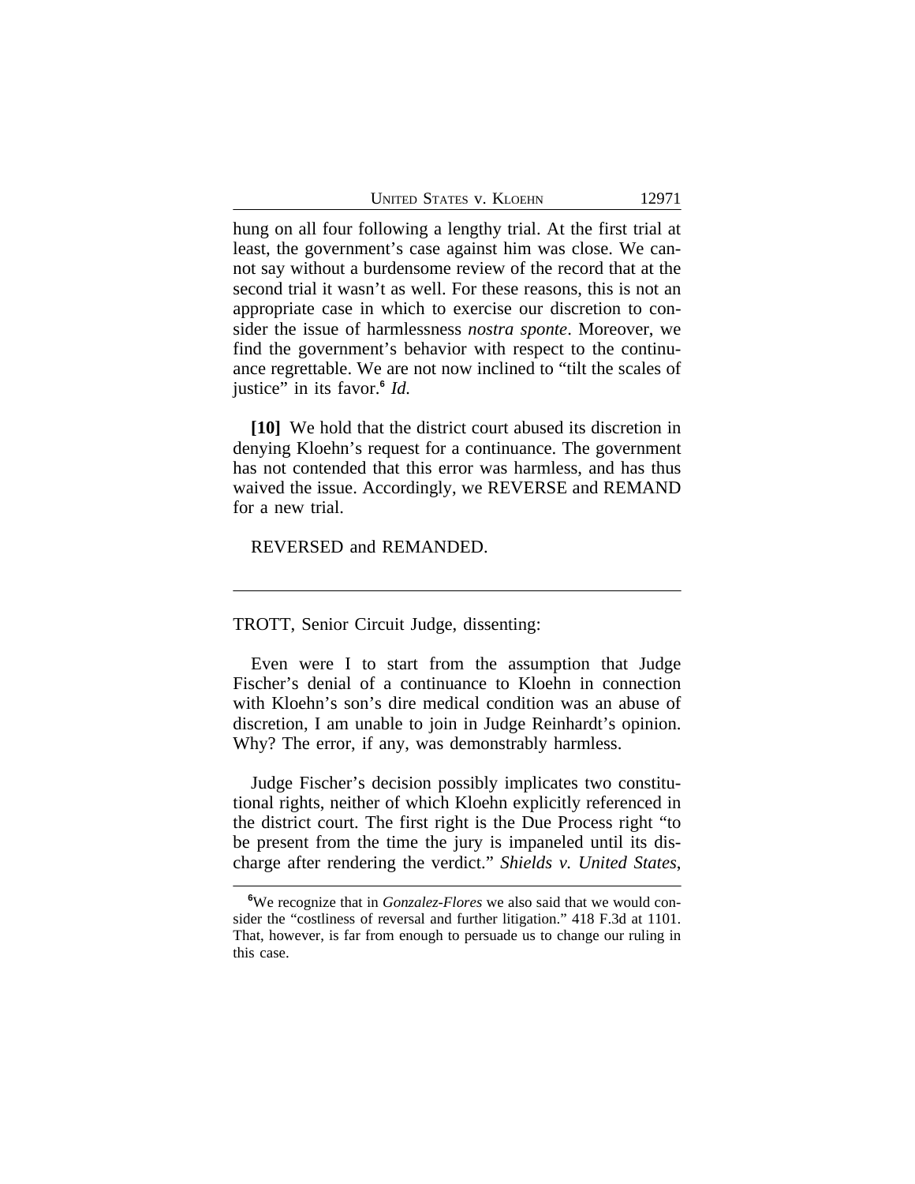hung on all four following a lengthy trial. At the first trial at least, the government's case against him was close. We cannot say without a burdensome review of the record that at the second trial it wasn't as well. For these reasons, this is not an appropriate case in which to exercise our discretion to consider the issue of harmlessness *nostra sponte*. Moreover, we find the government's behavior with respect to the continuance regrettable. We are not now inclined to "tilt the scales of justice" in its favor.[6] *Id.*

**[10]** We hold that the district court abused its discretion in denying Kloehn's request for a continuance. The government has not contended that this error was harmless, and has thus waived the issue. Accordingly, we REVERSE and REMAND for a new trial.

REVERSED and REMANDED.

---

TROTT, Senior Circuit Judge, dissenting:

Even were I to start from the assumption that Judge Fischer's denial of a continuance to Kloehn in connection with Kloehn's son's dire medical condition was an abuse of discretion, I am unable to join in Judge Reinhardt's opinion. Why? The error, if any, was demonstrably harmless.

Judge Fischer's decision possibly implicates two constitutional rights, neither of which Kloehn explicitly referenced in the district court. The first right is the Due Process right "to be present from the time the jury is impaneled until its discharge after rendering the verdict." *Shields v. United States*,

---

[6] We recognize that in *Gonzalez-Flores* we also said that we would consider the "costliness of reversal and further litigation." 418 F.3d at 1101. That, however, is far from enough to persuade us to change our ruling in this case.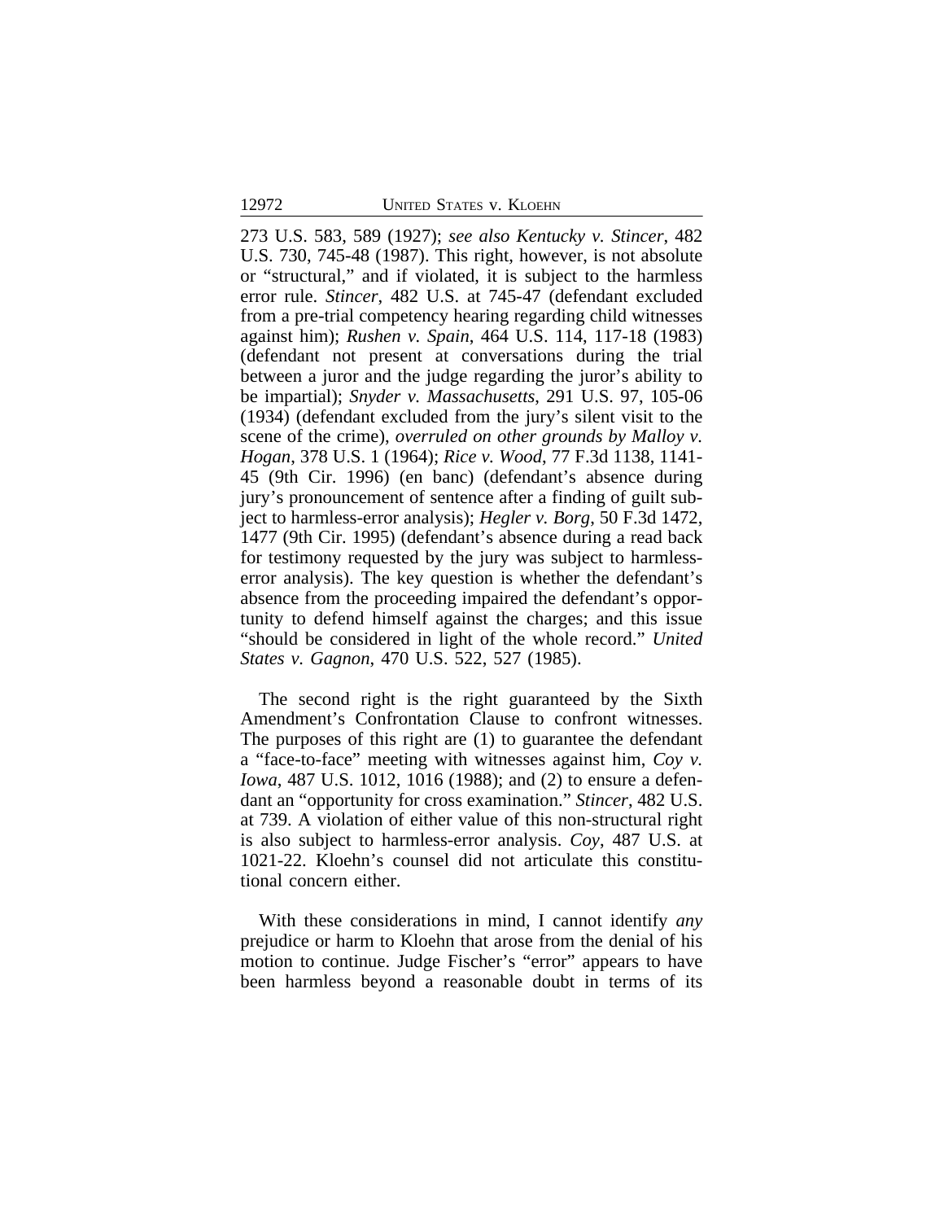273 U.S. 583, 589 (1927); *see also Kentucky v. Stincer*, 482 U.S. 730, 745-48 (1987). This right, however, is not absolute or "structural," and if violated, it is subject to the harmless error rule. *Stincer*, 482 U.S. at 745-47 (defendant excluded from a pre-trial competency hearing regarding child witnesses against him); *Rushen v. Spain*, 464 U.S. 114, 117-18 (1983) (defendant not present at conversations during the trial between a juror and the judge regarding the juror's ability to be impartial); *Snyder v. Massachusetts*, 291 U.S. 97, 105-06 (1934) (defendant excluded from the jury's silent visit to the scene of the crime), *overruled on other grounds by Malloy v. Hogan*, 378 U.S. 1 (1964); *Rice v. Wood*, 77 F.3d 1138, 1141-45 (9th Cir. 1996) (en banc) (defendant's absence during jury's pronouncement of sentence after a finding of guilt subject to harmless-error analysis); *Hegler v. Borg*, 50 F.3d 1472, 1477 (9th Cir. 1995) (defendant's absence during a read back for testimony requested by the jury was subject to harmless-error analysis). The key question is whether the defendant's absence from the proceeding impaired the defendant's opportunity to defend himself against the charges; and this issue "should be considered in light of the whole record." *United States v. Gagnon*, 470 U.S. 522, 527 (1985).

The second right is the right guaranteed by the Sixth Amendment's Confrontation Clause to confront witnesses. The purposes of this right are (1) to guarantee the defendant a "face-to-face" meeting with witnesses against him, *Coy v. Iowa*, 487 U.S. 1012, 1016 (1988); and (2) to ensure a defendant an "opportunity for cross examination." *Stincer*, 482 U.S. at 739. A violation of either value of this non-structural right is also subject to harmless-error analysis. *Coy*, 487 U.S. at 1021-22. Kloehn's counsel did not articulate this constitutional concern either.

With these considerations in mind, I cannot identify *any* prejudice or harm to Kloehn that arose from the denial of his motion to continue. Judge Fischer's "error" appears to have been harmless beyond a reasonable doubt in terms of its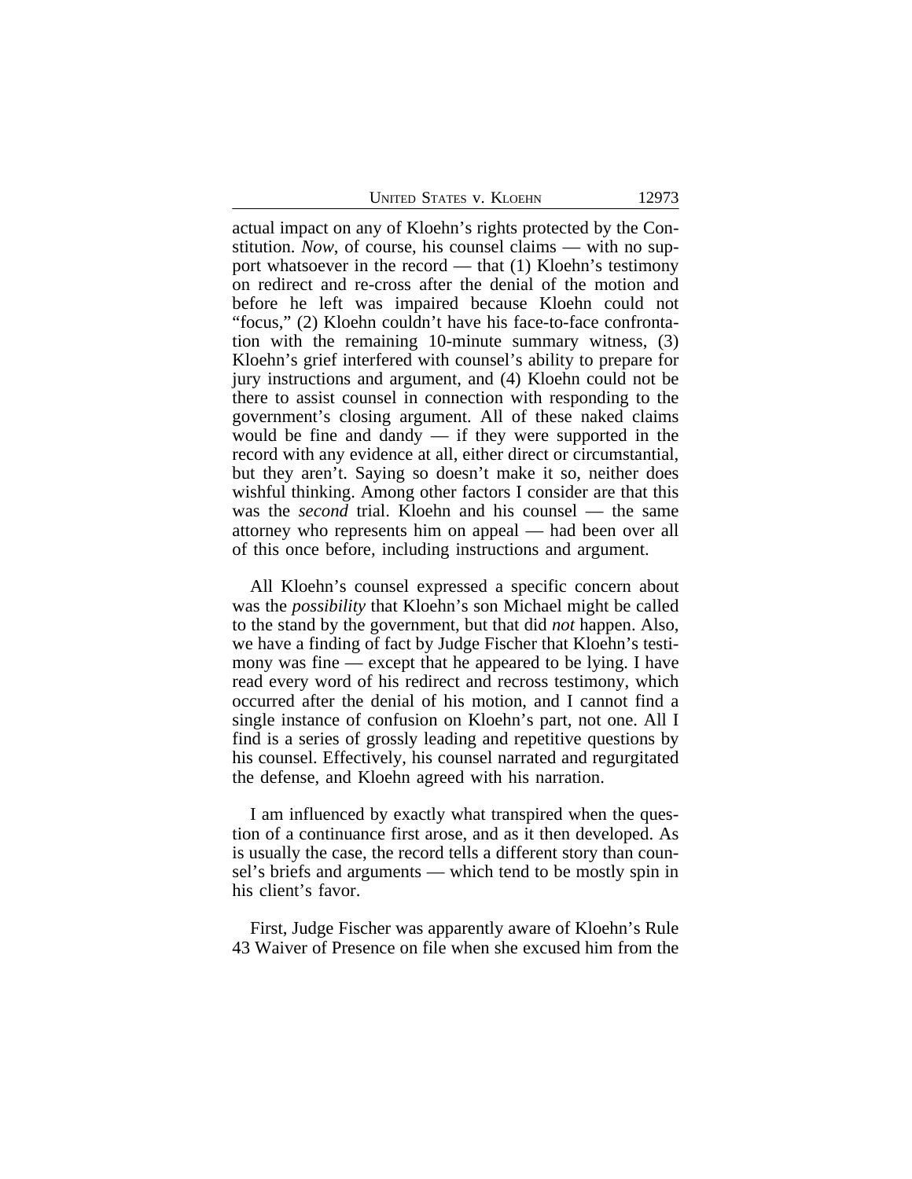actual impact on any of Kloehn's rights protected by the Constitution. *Now*, of course, his counsel claims — with no support whatsoever in the record — that (1) Kloehn's testimony on redirect and re-cross after the denial of the motion and before he left was impaired because Kloehn could not "focus," (2) Kloehn couldn't have his face-to-face confrontation with the remaining 10-minute summary witness, (3) Kloehn's grief interfered with counsel's ability to prepare for jury instructions and argument, and (4) Kloehn could not be there to assist counsel in connection with responding to the government's closing argument. All of these naked claims would be fine and dandy — if they were supported in the record with any evidence at all, either direct or circumstantial, but they aren't. Saying so doesn't make it so, neither does wishful thinking. Among other factors I consider are that this was the *second* trial. Kloehn and his counsel — the same attorney who represents him on appeal — had been over all of this once before, including instructions and argument.

All Kloehn's counsel expressed a specific concern about was the *possibility* that Kloehn's son Michael might be called to the stand by the government, but that did *not* happen. Also, we have a finding of fact by Judge Fischer that Kloehn's testimony was fine — except that he appeared to be lying. I have read every word of his redirect and recross testimony, which occurred after the denial of his motion, and I cannot find a single instance of confusion on Kloehn's part, not one. All I find is a series of grossly leading and repetitive questions by his counsel. Effectively, his counsel narrated and regurgitated the defense, and Kloehn agreed with his narration.

I am influenced by exactly what transpired when the question of a continuance first arose, and as it then developed. As is usually the case, the record tells a different story than counsel's briefs and arguments — which tend to be mostly spin in his client's favor.

First, Judge Fischer was apparently aware of Kloehn's Rule 43 Waiver of Presence on file when she excused him from the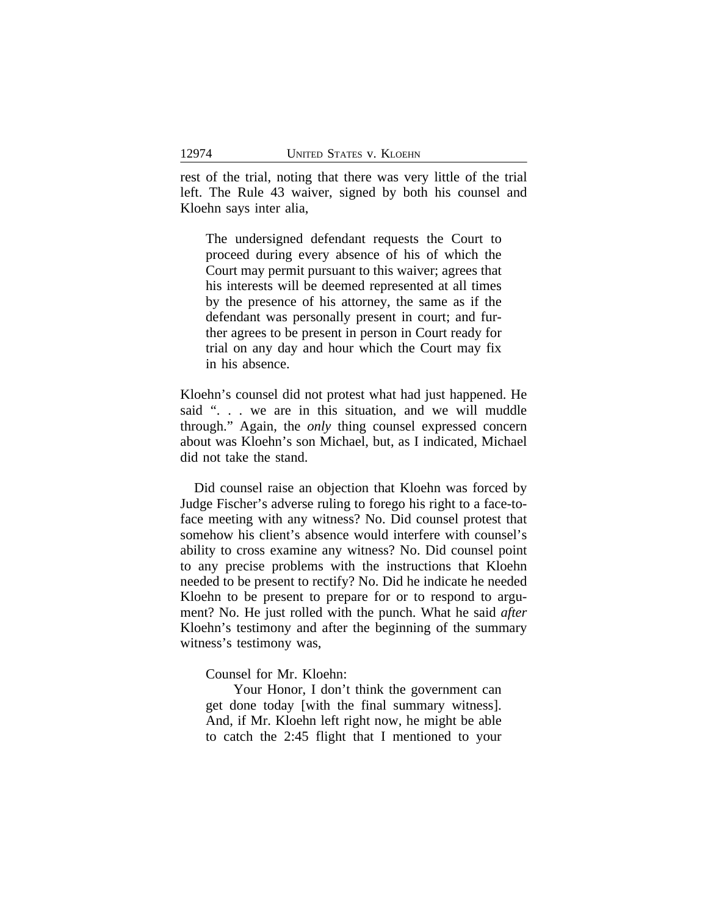rest of the trial, noting that there was very little of the trial left. The Rule 43 waiver, signed by both his counsel and Kloehn says inter alia,

> The undersigned defendant requests the Court to proceed during every absence of his of which the Court may permit pursuant to this waiver; agrees that his interests will be deemed represented at all times by the presence of his attorney, the same as if the defendant was personally present in court; and further agrees to be present in person in Court ready for trial on any day and hour which the Court may fix in his absence.

Kloehn's counsel did not protest what had just happened. He said ". . . we are in this situation, and we will muddle through." Again, the *only* thing counsel expressed concern about was Kloehn's son Michael, but, as I indicated, Michael did not take the stand.

Did counsel raise an objection that Kloehn was forced by Judge Fischer's adverse ruling to forego his right to a face-to-face meeting with any witness? No. Did counsel protest that somehow his client's absence would interfere with counsel's ability to cross examine any witness? No. Did counsel point to any precise problems with the instructions that Kloehn needed to be present to rectify? No. Did he indicate he needed Kloehn to be present to prepare for or to respond to argument? No. He just rolled with the punch. What he said *after* Kloehn's testimony and after the beginning of the summary witness's testimony was,

> Counsel for Mr. Kloehn:
>
> Your Honor, I don't think the government can get done today [with the final summary witness]. And, if Mr. Kloehn left right now, he might be able to catch the 2:45 flight that I mentioned to your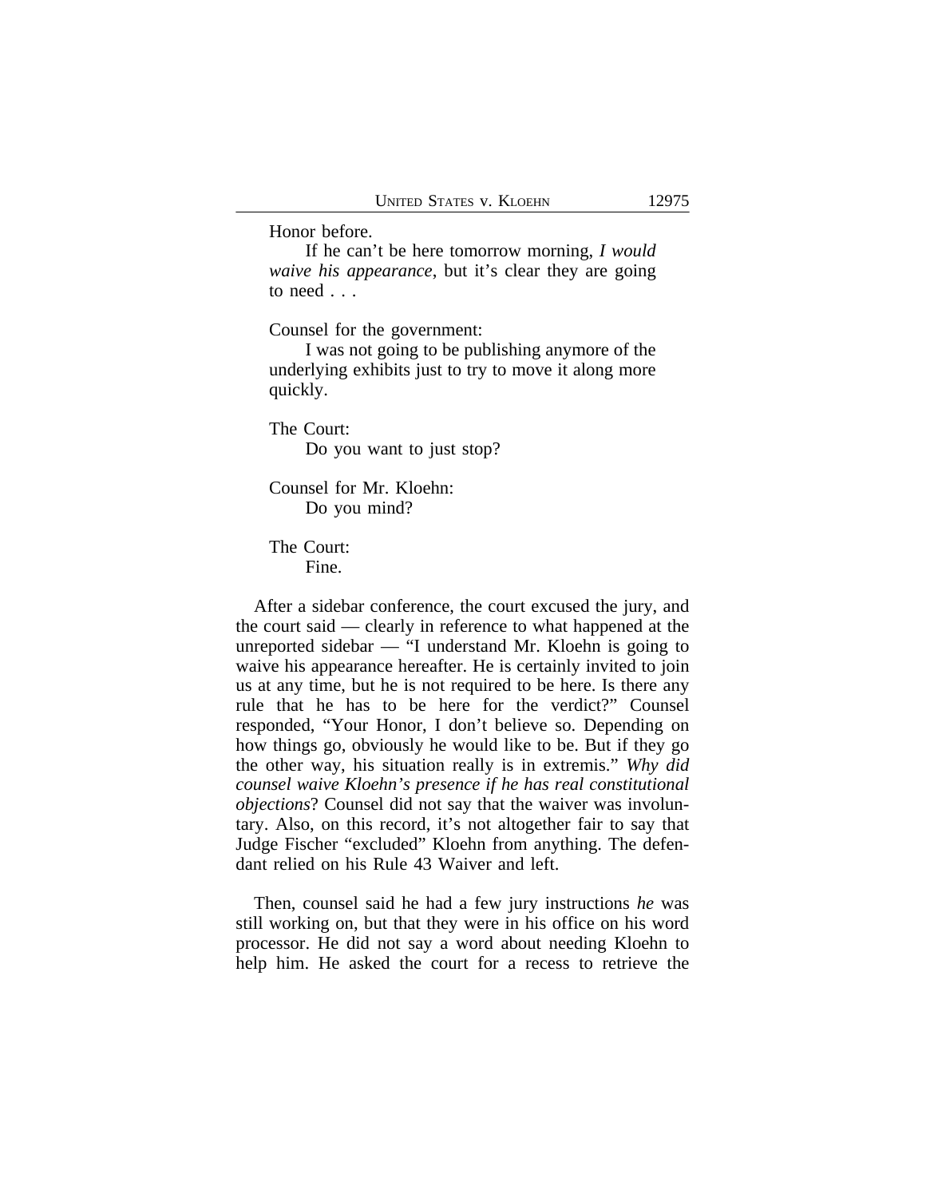Honor before.

If he can't be here tomorrow morning, *I would waive his appearance*, but it's clear they are going to need . . .

Counsel for the government:

I was not going to be publishing anymore of the underlying exhibits just to try to move it along more quickly.

The Court:

Do you want to just stop?

Counsel for Mr. Kloehn:

Do you mind?

The Court:

Fine.

After a sidebar conference, the court excused the jury, and the court said — clearly in reference to what happened at the unreported sidebar — "I understand Mr. Kloehn is going to waive his appearance hereafter. He is certainly invited to join us at any time, but he is not required to be here. Is there any rule that he has to be here for the verdict?" Counsel responded, "Your Honor, I don't believe so. Depending on how things go, obviously he would like to be. But if they go the other way, his situation really is in extremis." *Why did counsel waive Kloehn's presence if he has real constitutional objections*? Counsel did not say that the waiver was involuntary. Also, on this record, it's not altogether fair to say that Judge Fischer "excluded" Kloehn from anything. The defendant relied on his Rule 43 Waiver and left.

Then, counsel said he had a few jury instructions *he* was still working on, but that they were in his office on his word processor. He did not say a word about needing Kloehn to help him. He asked the court for a recess to retrieve the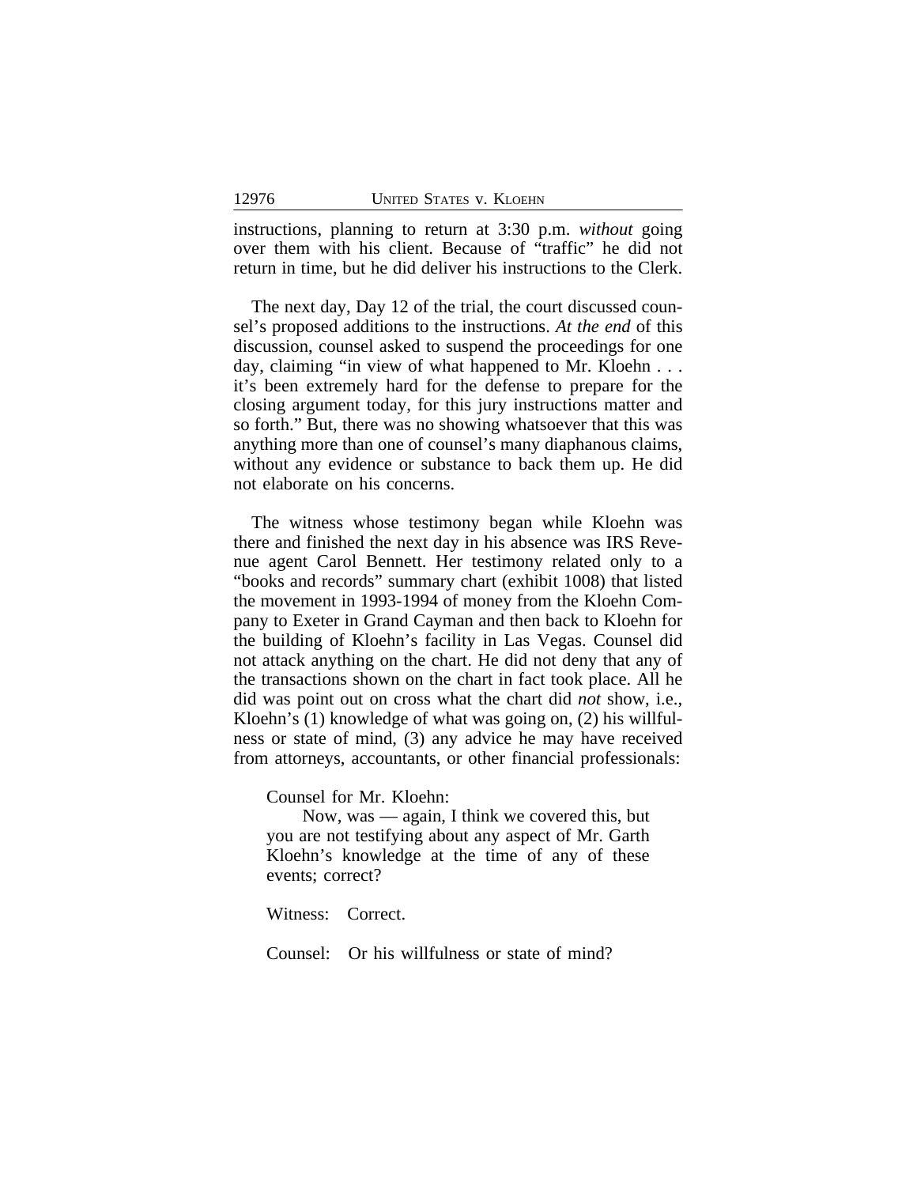instructions, planning to return at 3:30 p.m. *without* going over them with his client. Because of "traffic" he did not return in time, but he did deliver his instructions to the Clerk.

The next day, Day 12 of the trial, the court discussed counsel's proposed additions to the instructions. *At the end* of this discussion, counsel asked to suspend the proceedings for one day, claiming "in view of what happened to Mr. Kloehn . . . it's been extremely hard for the defense to prepare for the closing argument today, for this jury instructions matter and so forth." But, there was no showing whatsoever that this was anything more than one of counsel's many diaphanous claims, without any evidence or substance to back them up. He did not elaborate on his concerns.

The witness whose testimony began while Kloehn was there and finished the next day in his absence was IRS Revenue agent Carol Bennett. Her testimony related only to a "books and records" summary chart (exhibit 1008) that listed the movement in 1993-1994 of money from the Kloehn Company to Exeter in Grand Cayman and then back to Kloehn for the building of Kloehn's facility in Las Vegas. Counsel did not attack anything on the chart. He did not deny that any of the transactions shown on the chart in fact took place. All he did was point out on cross what the chart did *not* show, i.e., Kloehn's (1) knowledge of what was going on, (2) his willfulness or state of mind, (3) any advice he may have received from attorneys, accountants, or other financial professionals:

> Counsel for Mr. Kloehn:
>
> Now, was — again, I think we covered this, but you are not testifying about any aspect of Mr. Garth Kloehn's knowledge at the time of any of these events; correct?
>
> Witness: Correct.
>
> Counsel: Or his willfulness or state of mind?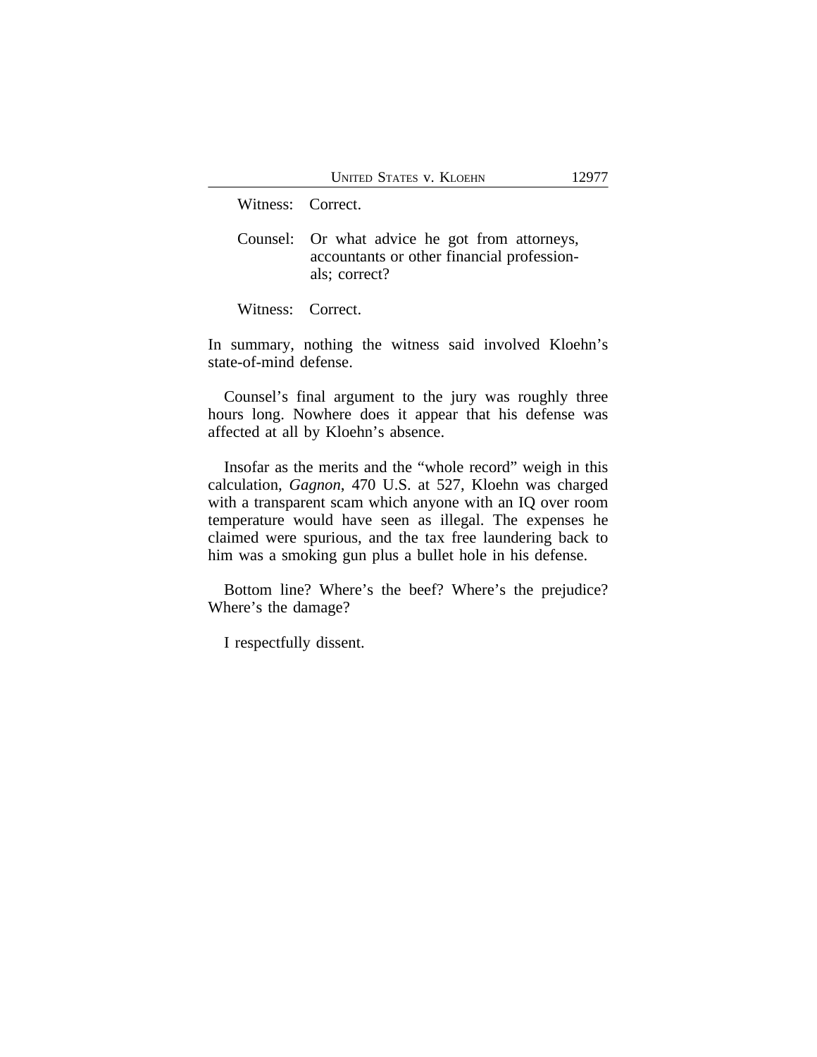Witness: Correct.

Counsel: Or what advice he got from attorneys, accountants or other financial professionals; correct?

Witness: Correct.

In summary, nothing the witness said involved Kloehn's state-of-mind defense.

Counsel's final argument to the jury was roughly three hours long. Nowhere does it appear that his defense was affected at all by Kloehn's absence.

Insofar as the merits and the "whole record" weigh in this calculation, *Gagnon*, 470 U.S. at 527, Kloehn was charged with a transparent scam which anyone with an IQ over room temperature would have seen as illegal. The expenses he claimed were spurious, and the tax free laundering back to him was a smoking gun plus a bullet hole in his defense.

Bottom line? Where's the beef? Where's the prejudice? Where's the damage?

I respectfully dissent.